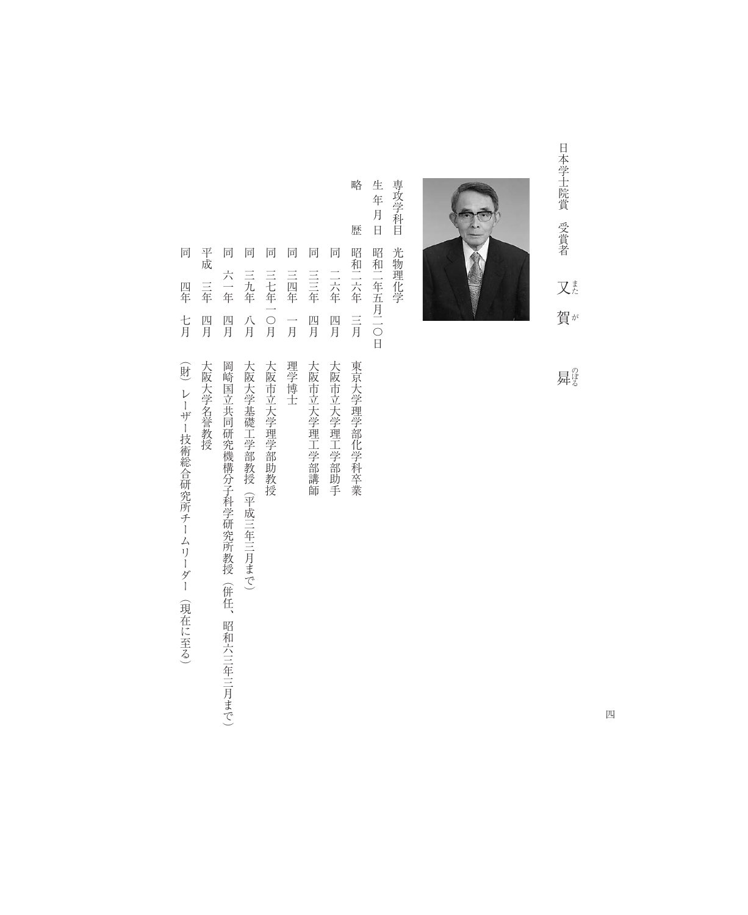日本学士院賞　受賞者　又賀（またが）　昇（のぼる）

専攻学科目　光物理化学

生年月日　昭和二年五月二〇日

略　　歴

| | | |
|---|---|---|
| 昭和二六年 | 三月 | 東京大学理学部化学科卒業 |
| 同　二六年 | 四月 | 大阪市立大学理工学部助手 |
| 同　三三年 | 四月 | 大阪市立大学理工学部講師 |
| 同　三四年 | 一月 | 理学博士 |
| 同　三七年 | 一〇月 | 大阪市立大学理学部助教授 |
| 同　三九年 | 八月 | 大阪大学基礎工学部教授（平成三年三月まで） |
| 同　六一年 | 四月 | 岡崎国立共同研究機構分子科学研究所教授（併任、昭和六三年三月まで） |
| 平成　三年 | 四月 | 大阪大学名誉教授 |
| 同　四年 | 七月 | （財）レーザー技術総合研究所チームリーダー（現在に至る） |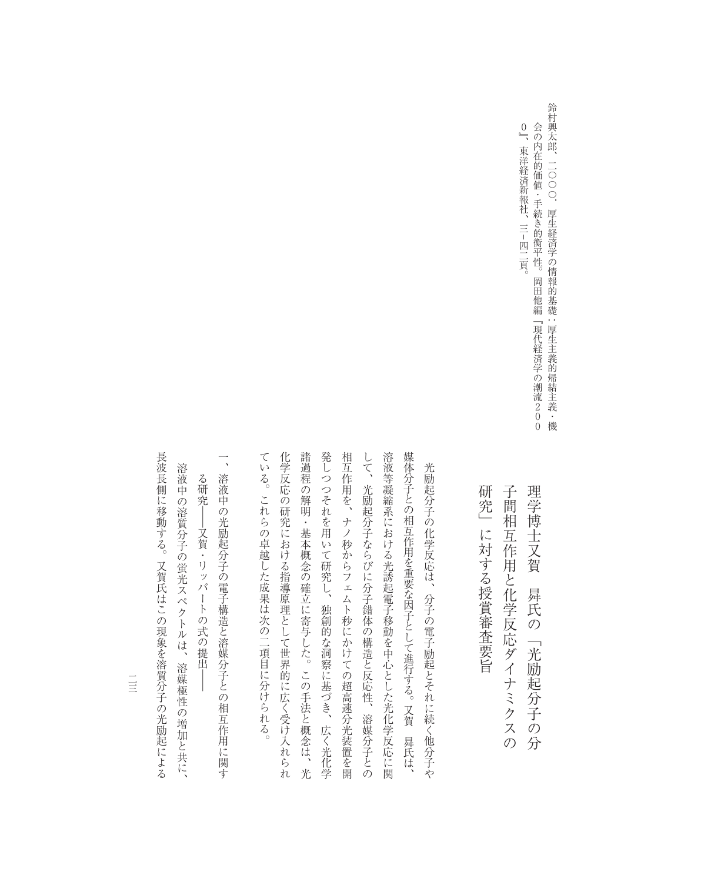鈴村興太郎、二〇〇〇．厚生経済学の情報的基礎：厚生主義的帰結主義・機会の内在的価値・手続き的衡平性。岡田他編『現代経済学の潮流２０００』、東洋経済新報社、三－四二頁。

# 理学博士又賀　曻氏の「光励起分子の分子間相互作用と化学反応ダイナミクスの研究」に対する授賞審査要旨

光励起分子の化学反応は、分子の電子励起とそれに続く他分子や媒体分子との相互作用を重要な因子として進行する。又賀　曻氏は、溶液等凝縮系における光誘起電子移動を中心とした光化学反応に関して、光励起分子ならびに分子錯体の構造と反応性、溶媒分子との相互作用を、ナノ秒からフェムト秒にかけての超高速分光装置を開発しつつそれを用いて研究し、独創的な洞察に基づき、広く光化学諸過程の解明・基本概念の確立に寄与した。この手法と概念は、光化学反応の研究における指導原理として世界的に広く受け入れられている。これらの卓越した成果は次の二項目に分けられる。

一、溶液中の光励起分子の電子構造と溶媒分子との相互作用に関する研究――又賀・リッパートの式の提出――

溶液中の溶質分子の蛍光スペクトルは、溶媒極性の増加と共に、長波長側に移動する。又賀氏はこの現象を溶質分子の光励起による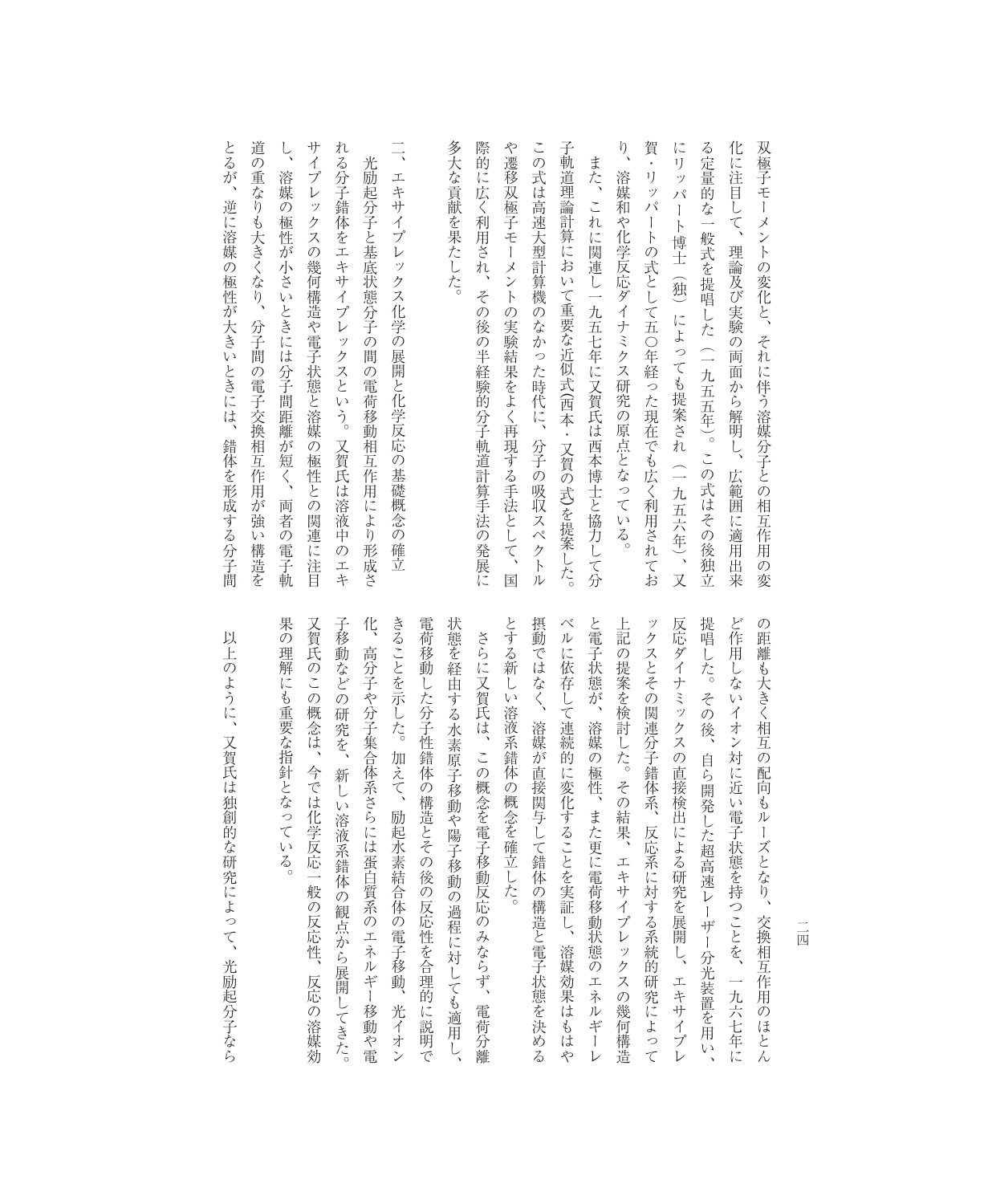双極子モーメントの変化と、それに伴う溶媒分子との相互作用の変化に注目して、理論及び実験の両面から解明し、広範囲に適用出来る定量的な一般式を提唱した（一九五五年）。この式はその後独立にリッパート博士（独）によっても提案され（一九五六年）、又賀・リッパートの式として五〇年経った現在でも広く利用されており、溶媒和や化学反応ダイナミクス研究の原点となっている。

また、これに関連し一九五七年に又賀氏は西本博士と協力して分子軌道理論計算において重要な近似式（西本・又賀の式）を提案した。この式は高速大型計算機のなかった時代に、分子の吸収スペクトルや遷移双極子モーメントの実験結果をよく再現する手法として、国際的に広く利用され、その後の半経験的分子軌道計算手法の発展に多大な貢献を果たした。

## 二、エキサイプレックス化学の展開と化学反応の基礎概念の確立

光励起分子と基底状態分子の間の電荷移動相互作用により形成される分子錯体をエキサイプレックスという。又賀氏は溶液中のエキサイプレックスの幾何構造や電子状態と溶媒の極性との関連に注目し、溶媒の極性が小さいときには分子間距離が短く、両者の電子軌道の重なりも大きくなり、分子間の電子交換相互作用が強い構造をとるが、逆に溶媒の極性が大きいときには、錯体を形成する分子間の距離も大きく相互の配向もルーズとなり、交換相互作用のほとんど作用しないイオン対に近い電子状態を持つことを、一九六七年に提唱した。その後、自ら開発した超高速レーザー分光装置を用い、反応ダイナミックスの直接検出による研究を展開し、エキサイプレックスとその関連分子錯体系、反応系に対する系統的研究によって上記の提案を検討した。その結果、エキサイプレックスの幾何構造と電子状態が、溶媒の極性、また更に電荷移動状態のエネルギーレベルに依存して連続的に変化することを実証し、溶媒効果はもはや摂動ではなく、溶媒が直接関与して錯体の構造と電子状態を決めるとする新しい溶液系錯体の概念を確立した。

さらに又賀氏は、この概念を電子移動反応のみならず、電荷分離状態を経由する水素原子移動や陽子移動の過程に対しても適用し、電荷移動した分子性錯体の構造とその後の反応性を合理的に説明できることを示した。加えて、励起水素結合体の電子移動、光イオン化、高分子や分子集合体系さらには蛋白質系のエネルギー移動や電子移動などの研究を、新しい溶液系錯体の観点から展開してきた。又賀氏のこの概念は、今では化学反応一般の反応性、反応の溶媒効果の理解にも重要な指針となっている。

以上のように、又賀氏は独創的な研究によって、光励起分子なら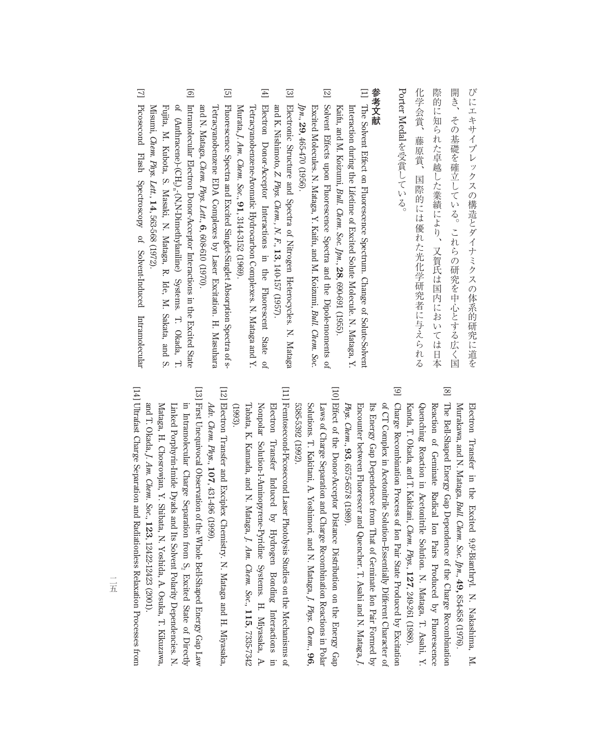びにエキサイプレックスの構造とダイナミクスの体系的研究に道を開き、その基礎を確立している。これらの研究を中心とする広く国際的に知られた卓越した業績により、又賀氏は国内においては日本化学会賞、藤原賞、国際的には優れた光化学研究者に与えられるPorter Medalを受賞している。

## 参考文献

[1] The Solvent Effect on Fluorescence Spectrum. Change of Solute-Solvent Interaction during the Lifetime of Excited Solute Molecule. N. Mataga, Y. Kaifu, and M. Koizumi, *Bull. Chem. Soc. Jpn.*, **28**, 690-691 (1955).

[2] Solvent Effects upon Fluorescence Spectra and the Dipole-moments of Excited Molecules. N. Mataga, Y. Kaifu, and M. Koizumi, *Bull. Chem. Soc. Jpn.*, **29**, 465-470 (1956).

[3] Electronic Structure and Spectra of Nitrogen Heterocycles. N. Mataga and K. Nishimoto, *Z. Phys. Chem., N. F.*, **13**, 140-157 (1957).

[4] Electron Donor-Acceptor Interactions in the Fluorescent State of Tetracyanobenzene-Aromatic Hydrocarbon Complexes. N. Mataga and Y. Murata, *J. Am. Chem. Soc.*, **91**, 3144-3152 (1969).

[5] Fluorescence Spectra and Excited Singlet-Singlet Absorption Spectra of s-Tetracyanobenzene EDA Complexes by Laser Excitation. H. Masuhara and N. Mataga, *Chem. Phys. Lett.*, **6**, 608-610 (1970).

[6] Intramolecular Electron Donor-Acceptor Interactions in the Excited State of (Anthracene)-$(CH_2)_n$-(N,N-Dimethylaniline) Systems. T. Okada, T. Fujita, M. Kubota, S. Masaki, N. Mataga, R. Ide, M. Sakata, and S. Misumi. *Chem. Phys. Lett.*, **14**, 563-568 (1972).

[7] Picosecond Flash Spectroscopy of Solvent-Induced Intramolecular Electron Transfer in the Excited 9,9'-Bianthryl. N. Nakashima, M. Murakawa, and N. Mataga, *Bull. Chem. Soc. Jpn.*, **49**, 854-858 (1976).

[8] The Bell-Shaped Energy Gap Dependence of the Charge Recombination Reaction of Geminate Radical Ion Pairs Produced by Fluorescence Quenching Reaction in Acetonitrile Solution. N. Mataga, T. Asahi, Y. Kanda, T. Okada, and T. Kakitani, *Chem. Phys.*, **127**, 249-261 (1988).

[9] Charge Recombination Process of Ion Pair State Produced by Excitation of CT Complex in Acetonitrile Solution—Essentially Different Character of Its Energy Gap Dependence from That of Geminate Ion Pair Formed by Encounter between Fluorescer and Quencher. T. Asahi and N. Mataga, *J. Phys. Chem.*, **93**, 6575-6578 (1989).

[10] Effect of the Donor-Acceptor Distance Distribution on the Energy Gap Laws of Charge Separation and Charge Recombination Reactions in Polar Solutions. T. Kakitani, A. Yoshimori, and N. Mataga, *J. Phys. Chem.*, **96**, 5385-5392 (1992).

[11] Femtosecond-Picosecond Laser Photolysis Studies on the Mechanisms of Electron Transfer Induced by Hydrogen Bonding Interactions in Nonpolar Solution-1-Aminopyrene-Pyridine Systems. H. Miyasaka, A. Tabata, K. Kamada, and N. Mataga, *J. Am. Chem. Soc.*, **115**, 7335-7342 (1993).

[12] Electron Transfer and Exciplex Chemistry. N. Mataga and H. Miyasaka, *Adv. Chem. Phys.*, **107**, 431-496 (1999).

[13] First Unequivocal Observation of the Whole Bell-Shaped Energy Gap Law in Intramolecular Charge Separation from $S_2$ Excited State of Directly Linked Porphyrin-Imide Dyads and Its Solvent Polarity Dependencies. N. Mataga, H. Chosrowjan, Y. Shibata, N. Yoshida, A. Osuka, T. Kikuzawa, and T. Okada, *J. Am. Chem. Soc.*, **123**, 12422-12423 (2001).

[14] Ultrafast Charge Separation and Radiationless Relaxation Processes from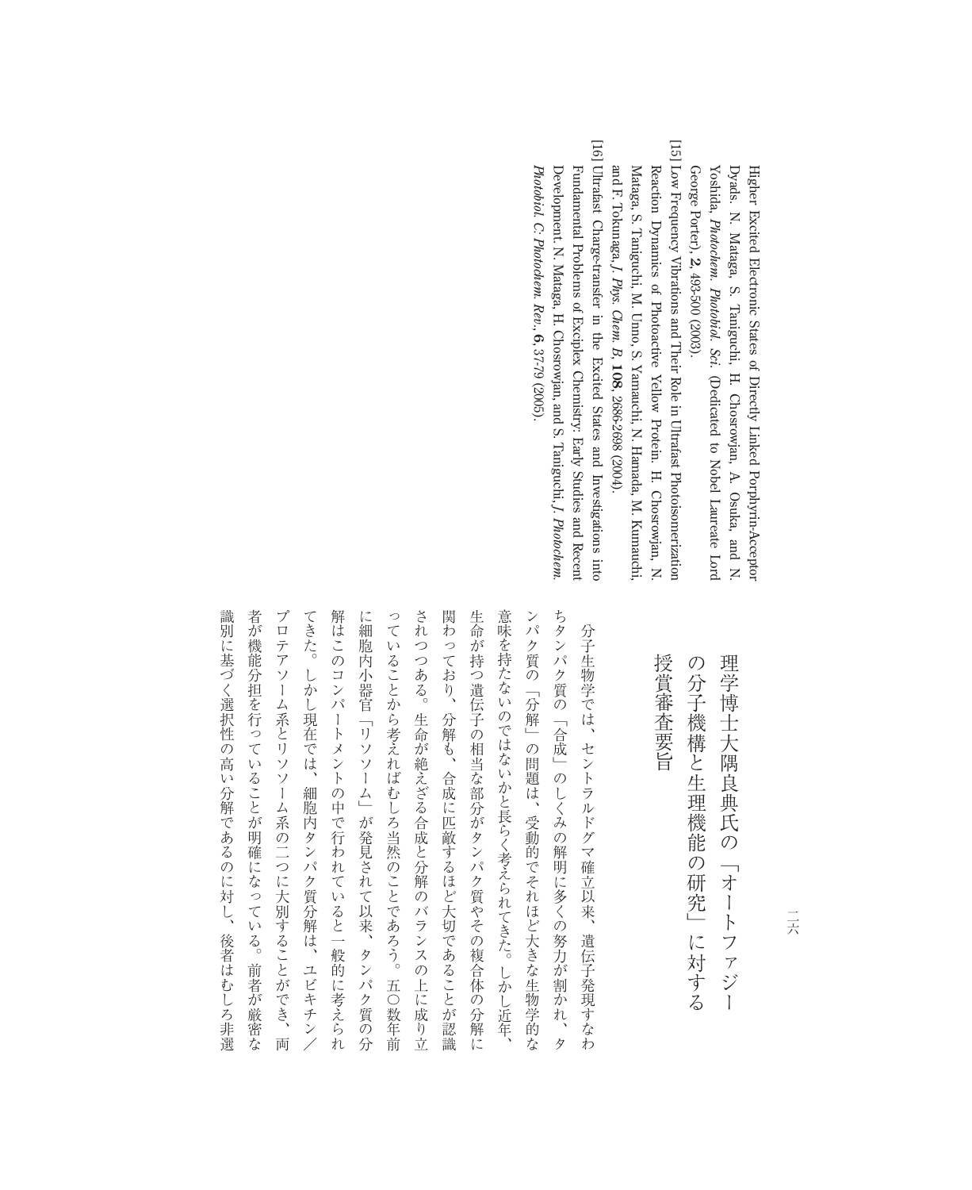Higher Excited Electronic States of Directly Linked Porphyrin-Acceptor Dyads. N. Mataga, S. Taniguchi, H. Chosrowjan, A. Osuka, and N. Yoshida. *Photochem. Photobiol. Sci.* (Dedicated to Nobel Laureate Lord George Porter), **2**, 493-500 (2003).

[15] Low Frequency Vibrations and Their Role in Ultrafast Photoisomerization Reaction Dynamics of Photoactive Yellow Protein. H. Chosrowjan, N. Mataga, S. Taniguchi, M. Unno, S. Yamauchi, N. Hamada, M. Kumauchi, and F. Tokunaga, *J. Phys. Chem. B*, **108**, 2686-2698 (2004).

[16] Ultrafast Charge-transfer in the Excited States and Investigations into Fundamental Problems of Exciplex Chemistry: Early Studies and Recent Development. N. Mataga, H. Chosrowjan, and S. Taniguchi, *J. Photochem. Photobiol. C: Photochem. Rev.*, **6**, 37-79 (2005).

# 理学博士大隅良典氏の「オートファジーの分子機構と生理機能の研究」に対する授賞審査要旨

分子生物学では、セントラルドグマ確立以来、遺伝子発現すなわちタンパク質の「合成」のしくみの解明に多くの努力が割かれ、タンパク質の「分解」の問題は、受動的でそれほど大きな生物学的な意味を持たないのではないかと長らく考えられてきた。しかし近年、生命が持つ遺伝子の相当な部分がタンパク質やその複合体の分解に関わっており、分解も、合成に匹敵するほど大切であることが認識されつつある。生命が絶えざる合成と分解のバランスの上に成り立っていることから考えればむしろ当然のことであろう。五〇数年前に細胞内小器官「リソソーム」が発見されて以来、タンパク質の分解はこのコンパートメントの中で行われていると一般的に考えられてきた。しかし現在では、細胞内タンパク質分解は、ユビキチン／プロテアソーム系とリソソーム系の二つに大別することができ、両者が機能分担を行っていることが明確になっている。前者が厳密な識別に基づく選択性の高い分解であるのに対し、後者はむしろ非選